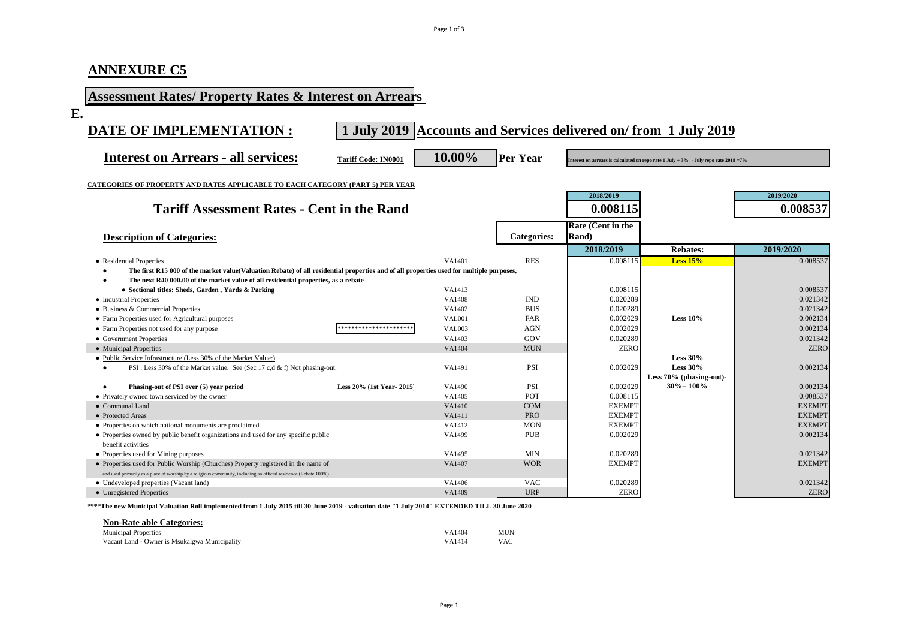## ANNEXURE C5

## Assessment Rates/ Property Rates & Interest on Arrears

**E.**

## DATE OF IMPLEMENTATION : 1 July 2019 Accounts and Services delivered on/ from 1 July 2019

**Interest on Arrears - all services:** Tariff Code: IN0001 **10.00%** **Per Year** Interest on arrears is calculated on repo rate 1 July + 3% - July repo rate 2018 =7%

**CATEGORIES OF PROPERTY AND RATES APPLICABLE TO EACH CATEGORY (PART 5) PER YEAR**

| **Tariff Assessment Rates - Cent in the Rand** | | | | 2018/2019 | | 2019/2020 |
|---|---|---|---|---|---|---|
| | | | | **0.008115** | | **0.008537** |
| **Description of Categories:** | | | **Categories:** | **Rate (Cent in the Rand)** | | |
| | | | | **2018/2019** | **Rebates:** | **2019/2020** |
| • Residential Properties | | VA1401 | RES | 0.008115 | **Less 15%** | 0.008537 |
| • **The first R15 000 of the market value(Valuation Rebate) of all residential properties and of all properties used for multiple purposes,** | | | | | | |
| • **The next R40 000.00 of the market value of all residential properties, as a rebate** | | | | | | |
| • **Sectional titles: Sheds, Garden , Yards & Parking** | | VA1413 | | 0.008115 | | 0.008537 |
| • Industrial Properties | | VA1408 | IND | 0.020289 | | 0.021342 |
| • Business & Commercial Properties | | VA1402 | BUS | 0.020289 | | 0.021342 |
| • Farm Properties used for Agricultural purposes | | VAL001 | FAR | 0.002029 | **Less 10%** | 0.002134 |
| • Farm Properties not used for any purpose | ********************* | VAL003 | AGN | 0.002029 | | 0.002134 |
| • Government Properties | | VA1403 | GOV | 0.020289 | | 0.021342 |
| • Municipal Properties | | VA1404 | MUN | ZERO | | ZERO |
| • Public Service Infrastructure (Less 30% of the Market Value:) | | | | | **Less 30%** | |
| • PSI : Less 30% of the Market value. See (Sec 17 c,d & f) Not phasing-out. | | VA1491 | PSI | 0.002029 | **Less 30%** | 0.002134 |
| • **Phasing-out of PSI over (5) year period** | Less 20% (1st Year- 2015) | VA1490 | PSI | 0.002029 | **Less 70% (phasing-out)- 30%= 100%** | 0.002134 |
| • Privately owned town serviced by the owner | | VA1405 | POT | 0.008115 | | 0.008537 |
| • Communal Land | | VA1410 | COM | EXEMPT | | EXEMPT |
| • Protected Areas | | VA1411 | PRO | EXEMPT | | EXEMPT |
| • Properties on which national monuments are proclaimed | | VA1412 | MON | EXEMPT | | EXEMPT |
| • Properties owned by public benefit organizations and used for any specific public benefit activities | | VA1499 | PUB | 0.002029 | | 0.002134 |
| • Properties used for Mining purposes | | VA1495 | MIN | 0.020289 | | 0.021342 |
| • Properties used for Public Worship (Churches) Property registered in the name of and used primarily as a place of worship by a religious community, including an official residence (Rebate 100%) | | VA1407 | WOR | EXEMPT | | EXEMPT |
| • Undeveloped properties (Vacant land) | | VA1406 | VAC | 0.020289 | | 0.021342 |
| • Unregistered Properties | | VA1409 | URP | ZERO | | ZERO |

**\*\*\*\*The new Municipal Valuation Roll implemented from 1 July 2015 till 30 June 2019 - valuation date "1 July 2014" EXTENDED TILL 30 June 2020**

**Non-Rate able Categories:**

| | | |
|---|---|---|
| Municipal Properties | VA1404 | MUN |
| Vacant Land - Owner is Msukalgwa Municipality | VA1414 | VAC |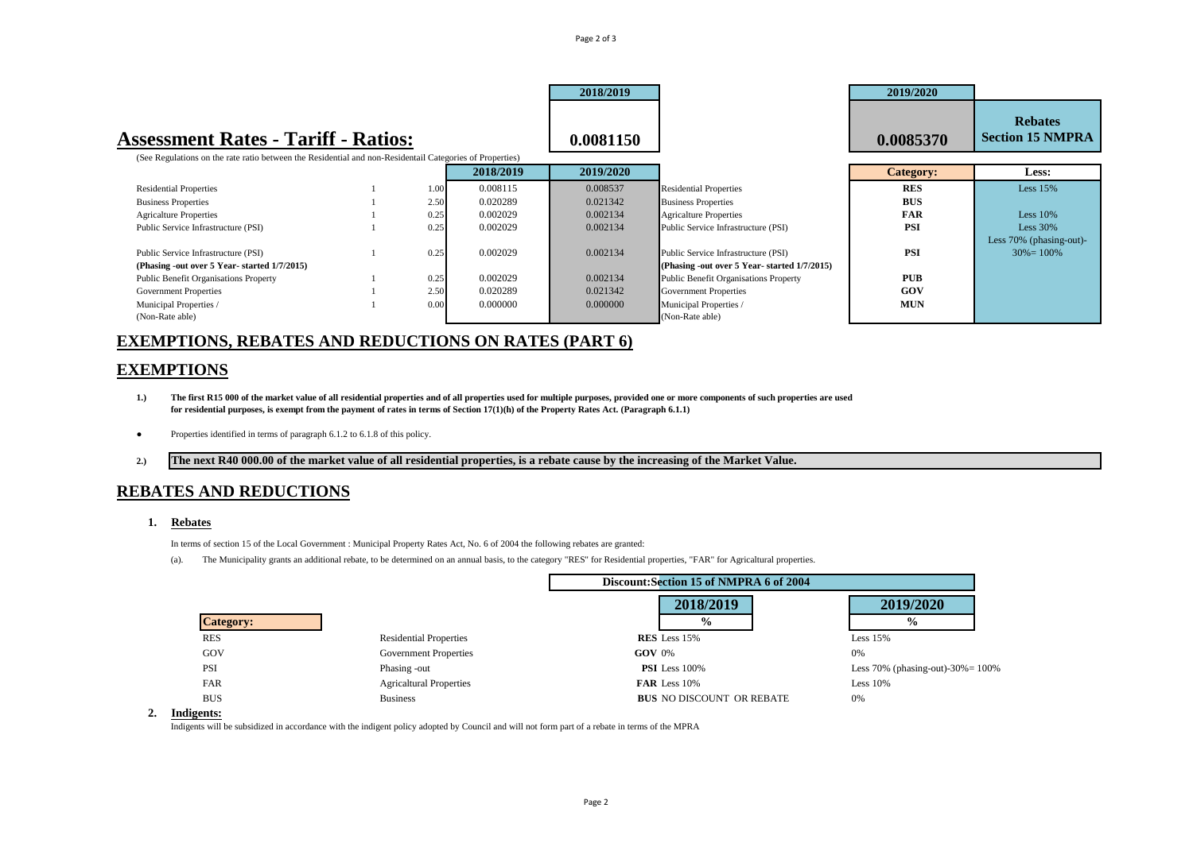## Assessment Rates - Tariff - Ratios:

| | 2018/2019 | 2019/2020 | |
|---|---|---|---|
| | 0.0081150 | 0.0085370 | **Rebates Section 15 NMPRA** |

(See Regulations on the rate ratio between the Residential and non-Residentail Categories of Properties)

| | | | 2018/2019 | 2019/2020 | | Category: | Less: |
|---|---|---|---|---|---|---|---|
| Residential Properties | 1 | 1.00 | 0.008115 | 0.008537 | Residential Properties | **RES** | Less 15% |
| Business Properties | 1 | 2.50 | 0.020289 | 0.021342 | Business Properties | **BUS** | |
| Agricalture Properties | 1 | 0.25 | 0.002029 | 0.002134 | Agricalture Properties | **FAR** | Less 10% |
| Public Service Infrastructure (PSI) | 1 | 0.25 | 0.002029 | 0.002134 | Public Service Infrastructure (PSI) | **PSI** | Less 30% |
| Public Service Infrastructure (PSI) **(Phasing -out over 5 Year- started 1/7/2015)** | 1 | 0.25 | 0.002029 | 0.002134 | Public Service Infrastructure (PSI) **(Phasing -out over 5 Year- started 1/7/2015)** | **PSI** | Less 70% (phasing-out)- 30%= 100% |
| Public Benefit Organisations Property | 1 | 0.25 | 0.002029 | 0.002134 | Public Benefit Organisations Property | **PUB** | |
| Government Properties | 1 | 2.50 | 0.020289 | 0.021342 | Government Properties | **GOV** | |
| Municipal Properties / (Non-Rate able) | 1 | 0.00 | 0.000000 | 0.000000 | Municipal Properties / (Non-Rate able) | **MUN** | |

## EXEMPTIONS, REBATES AND REDUCTIONS ON RATES (PART 6)

## EXEMPTIONS

1.) **The first R15 000 of the market value of all residential properties and of all properties used for multiple purposes, provided one or more components of such properties are used for residential purposes, is exempt from the payment of rates in terms of Section 17(1)(h) of the Property Rates Act. (Paragraph 6.1.1)**

- Properties identified in terms of paragraph 6.1.2 to 6.1.8 of this policy.

2.) **The next R40 000.00 of the market value of all residential properties, is a rebate cause by the increasing of the Market Value.**

## REBATES AND REDUCTIONS

### 1. Rebates

In terms of section 15 of the Local Government : Municipal Property Rates Act, No. 6 of 2004 the following rebates are granted:

(a). The Municipality grants an additional rebate, to be determined on an annual basis, to the category "RES" for Residential properties, "FAR" for Agricaltural properties.

| | | Discount:Section 15 of NMPRA 6 of 2004 | |
|---|---|---|---|
| | | **2018/2019** | **2019/2020** |
| **Category:** | | **%** | **%** |
| RES | Residential Properties | **RES** Less 15% | Less 15% |
| GOV | Government Properties | **GOV** 0% | 0% |
| PSI | Phasing -out | **PSI** Less 100% | Less 70% (phasing-out)-30%= 100% |
| FAR | Agricaltural Properties | **FAR** Less 10% | Less 10% |
| BUS | Business | **BUS** NO DISCOUNT OR REBATE | 0% |

### 2. Indigents:

Indigents will be subsidized in accordance with the indigent policy adopted by Council and will not form part of a rebate in terms of the MPRA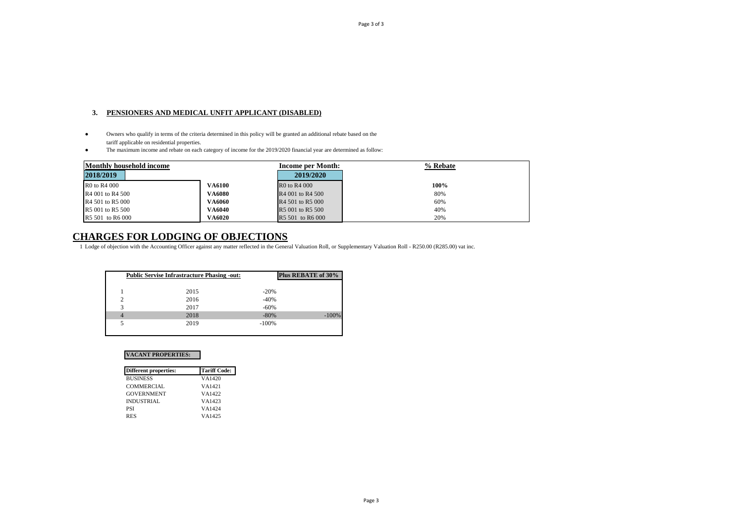### 3. PENSIONERS AND MEDICAL UNFIT APPLICANT (DISABLED)

- Owners who qualify in terms of the criteria determined in this policy will be granted an additional rebate based on the tariff applicable on residential properties.
- The maximum income and rebate on each category of income for the 2019/2020 financial year are determined as follow:

| Monthly household income | | Income per Month: | % Rebate |
|---|---|---|---|
| 2018/2019 | | 2019/2020 | |
| R0 to R4 000 | VA6100 | R0 to R4 000 | 100% |
| R4 001 to R4 500 | VA6080 | R4 001 to R4 500 | 80% |
| R4 501 to R5 000 | VA6060 | R4 501 to R5 000 | 60% |
| R5 001 to R5 500 | VA6040 | R5 001 to R5 500 | 40% |
| R5 501 to R6 000 | VA6020 | R5 501 to R6 000 | 20% |

## CHARGES FOR LODGING OF OBJECTIONS

1 Lodge of objection with the Accounting Officer against any matter reflected in the General Valuation Roll, or Supplementary Valuation Roll - R250.00 (R285.00) vat inc.

| Public Servise Infrastracture Phasing -out: | | | Plus REBATE of 30% |
|---|---|---|---|
| 1 | 2015 | -20% | |
| 2 | 2016 | -40% | |
| 3 | 2017 | -60% | |
| 4 | 2018 | -80% | -100% |
| 5 | 2019 | -100% | |

**VACANT PROPERTIES:**

| Different properties: | Tariff Code: |
|---|---|
| BUSINESS | VA1420 |
| COMMERCIAL | VA1421 |
| GOVERNMENT | VA1422 |
| INDUSTRIAL | VA1423 |
| PSI | VA1424 |
| RES | VA1425 |